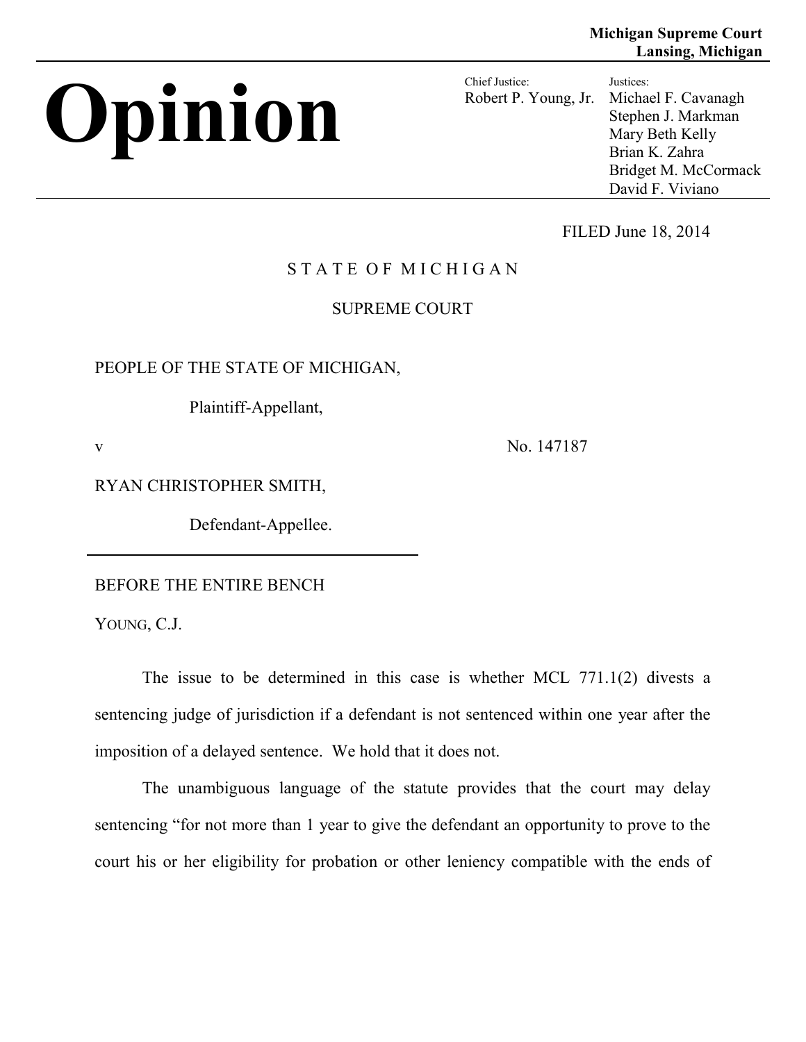**Michigan Supreme Court**
**Lansing, Michigan**

# Opinion

Chief Justice:
Robert P. Young, Jr.

Justices:
Michael F. Cavanagh
Stephen J. Markman
Mary Beth Kelly
Brian K. Zahra
Bridget M. McCormack
David F. Viviano

FILED June 18, 2014

STATE OF MICHIGAN

SUPREME COURT

PEOPLE OF THE STATE OF MICHIGAN,

Plaintiff-Appellant,

v — No. 147187

RYAN CHRISTOPHER SMITH,

Defendant-Appellee.

---

BEFORE THE ENTIRE BENCH

YOUNG, C.J.

The issue to be determined in this case is whether MCL 771.1(2) divests a sentencing judge of jurisdiction if a defendant is not sentenced within one year after the imposition of a delayed sentence. We hold that it does not.

The unambiguous language of the statute provides that the court may delay sentencing "for not more than 1 year to give the defendant an opportunity to prove to the court his or her eligibility for probation or other leniency compatible with the ends of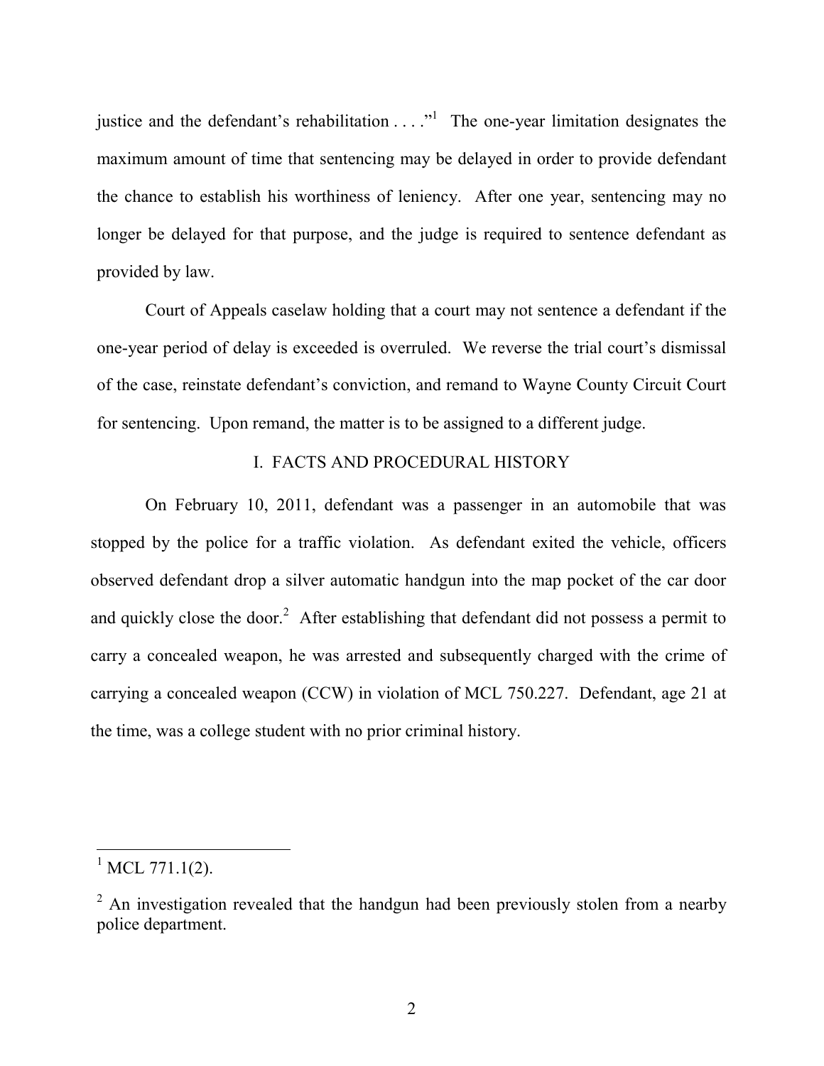justice and the defendant's rehabilitation . . . ."[1] The one-year limitation designates the maximum amount of time that sentencing may be delayed in order to provide defendant the chance to establish his worthiness of leniency. After one year, sentencing may no longer be delayed for that purpose, and the judge is required to sentence defendant as provided by law.

Court of Appeals caselaw holding that a court may not sentence a defendant if the one-year period of delay is exceeded is overruled. We reverse the trial court's dismissal of the case, reinstate defendant's conviction, and remand to Wayne County Circuit Court for sentencing. Upon remand, the matter is to be assigned to a different judge.

## I. FACTS AND PROCEDURAL HISTORY

On February 10, 2011, defendant was a passenger in an automobile that was stopped by the police for a traffic violation. As defendant exited the vehicle, officers observed defendant drop a silver automatic handgun into the map pocket of the car door and quickly close the door.[2] After establishing that defendant did not possess a permit to carry a concealed weapon, he was arrested and subsequently charged with the crime of carrying a concealed weapon (CCW) in violation of MCL 750.227. Defendant, age 21 at the time, was a college student with no prior criminal history.

---

[1] MCL 771.1(2).

[2] An investigation revealed that the handgun had been previously stolen from a nearby police department.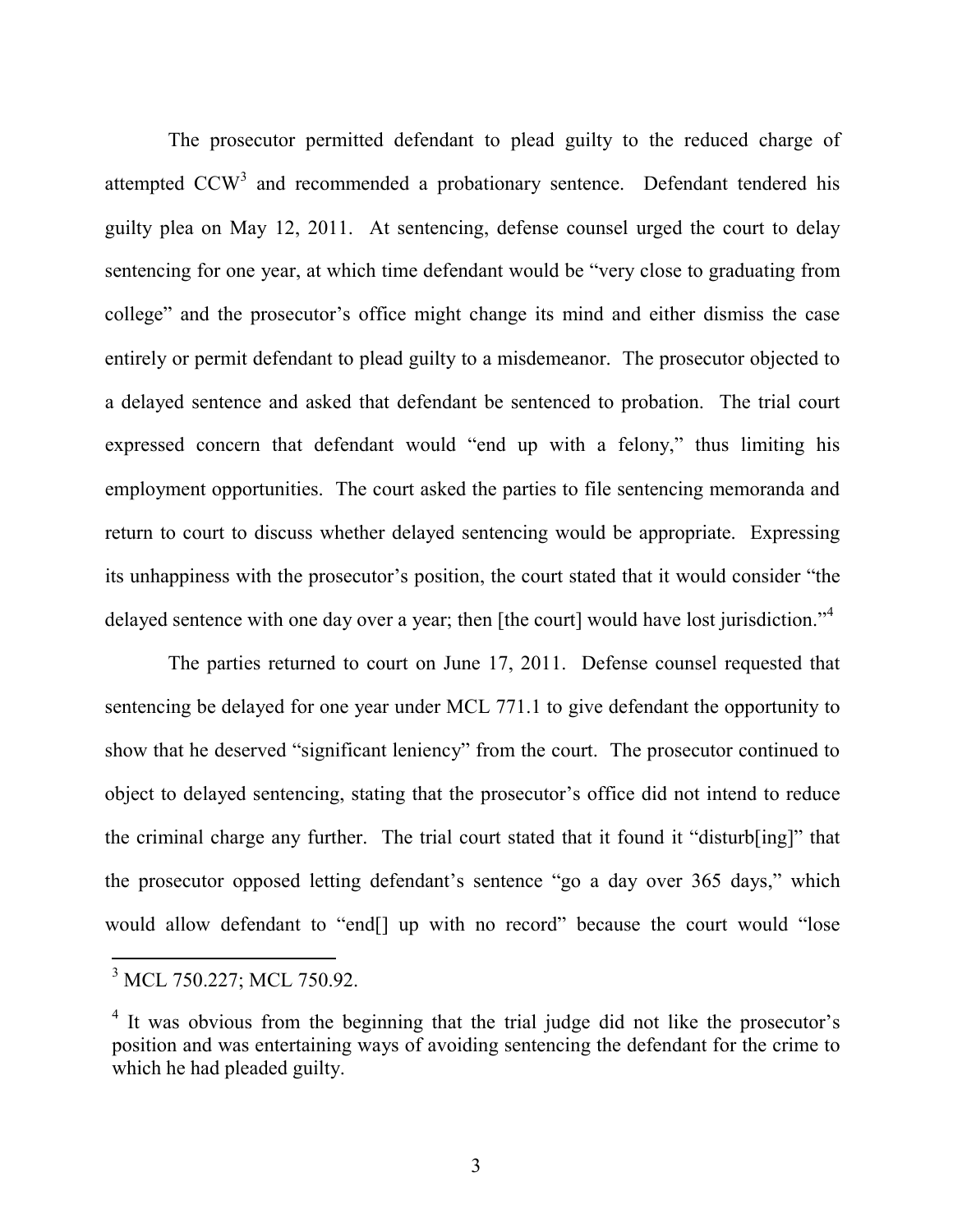The prosecutor permitted defendant to plead guilty to the reduced charge of attempted CCW[3] and recommended a probationary sentence. Defendant tendered his guilty plea on May 12, 2011. At sentencing, defense counsel urged the court to delay sentencing for one year, at which time defendant would be "very close to graduating from college" and the prosecutor's office might change its mind and either dismiss the case entirely or permit defendant to plead guilty to a misdemeanor. The prosecutor objected to a delayed sentence and asked that defendant be sentenced to probation. The trial court expressed concern that defendant would "end up with a felony," thus limiting his employment opportunities. The court asked the parties to file sentencing memoranda and return to court to discuss whether delayed sentencing would be appropriate. Expressing its unhappiness with the prosecutor's position, the court stated that it would consider "the delayed sentence with one day over a year; then [the court] would have lost jurisdiction."[4]

The parties returned to court on June 17, 2011. Defense counsel requested that sentencing be delayed for one year under MCL 771.1 to give defendant the opportunity to show that he deserved "significant leniency" from the court. The prosecutor continued to object to delayed sentencing, stating that the prosecutor's office did not intend to reduce the criminal charge any further. The trial court stated that it found it "disturb[ing]" that the prosecutor opposed letting defendant's sentence "go a day over 365 days," which would allow defendant to "end[] up with no record" because the court would "lose

---

[3] MCL 750.227; MCL 750.92.

[4] It was obvious from the beginning that the trial judge did not like the prosecutor's position and was entertaining ways of avoiding sentencing the defendant for the crime to which he had pleaded guilty.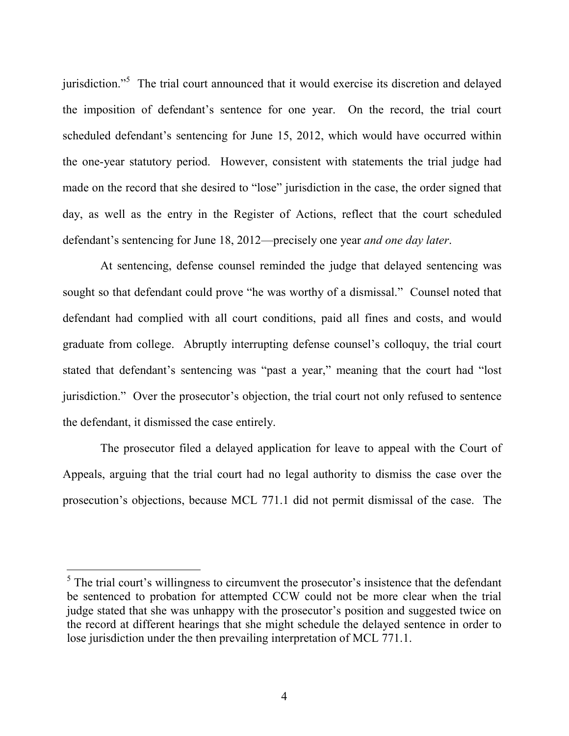jurisdiction."[5] The trial court announced that it would exercise its discretion and delayed the imposition of defendant's sentence for one year. On the record, the trial court scheduled defendant's sentencing for June 15, 2012, which would have occurred within the one-year statutory period. However, consistent with statements the trial judge had made on the record that she desired to "lose" jurisdiction in the case, the order signed that day, as well as the entry in the Register of Actions, reflect that the court scheduled defendant's sentencing for June 18, 2012—precisely one year *and one day later*.

At sentencing, defense counsel reminded the judge that delayed sentencing was sought so that defendant could prove "he was worthy of a dismissal." Counsel noted that defendant had complied with all court conditions, paid all fines and costs, and would graduate from college. Abruptly interrupting defense counsel's colloquy, the trial court stated that defendant's sentencing was "past a year," meaning that the court had "lost jurisdiction." Over the prosecutor's objection, the trial court not only refused to sentence the defendant, it dismissed the case entirely.

The prosecutor filed a delayed application for leave to appeal with the Court of Appeals, arguing that the trial court had no legal authority to dismiss the case over the prosecution's objections, because MCL 771.1 did not permit dismissal of the case. The

---

[5] The trial court's willingness to circumvent the prosecutor's insistence that the defendant be sentenced to probation for attempted CCW could not be more clear when the trial judge stated that she was unhappy with the prosecutor's position and suggested twice on the record at different hearings that she might schedule the delayed sentence in order to lose jurisdiction under the then prevailing interpretation of MCL 771.1.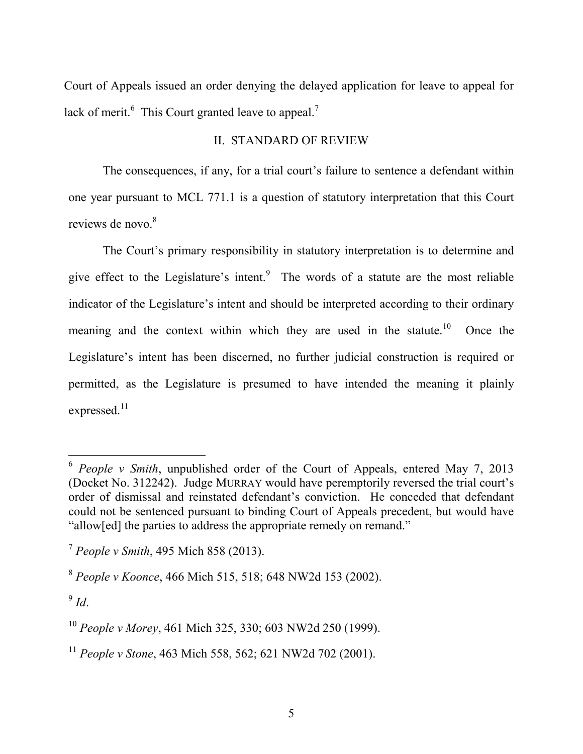Court of Appeals issued an order denying the delayed application for leave to appeal for lack of merit.[6] This Court granted leave to appeal.[7]

## II. STANDARD OF REVIEW

The consequences, if any, for a trial court's failure to sentence a defendant within one year pursuant to MCL 771.1 is a question of statutory interpretation that this Court reviews de novo.[8]

The Court's primary responsibility in statutory interpretation is to determine and give effect to the Legislature's intent.[9] The words of a statute are the most reliable indicator of the Legislature's intent and should be interpreted according to their ordinary meaning and the context within which they are used in the statute.[10] Once the Legislature's intent has been discerned, no further judicial construction is required or permitted, as the Legislature is presumed to have intended the meaning it plainly expressed.[11]

---

[6] *People v Smith*, unpublished order of the Court of Appeals, entered May 7, 2013 (Docket No. 312242). Judge MURRAY would have peremptorily reversed the trial court's order of dismissal and reinstated defendant's conviction. He conceded that defendant could not be sentenced pursuant to binding Court of Appeals precedent, but would have "allow[ed] the parties to address the appropriate remedy on remand."

[7] *People v Smith*, 495 Mich 858 (2013).

[8] *People v Koonce*, 466 Mich 515, 518; 648 NW2d 153 (2002).

[9] *Id*.

[10] *People v Morey*, 461 Mich 325, 330; 603 NW2d 250 (1999).

[11] *People v Stone*, 463 Mich 558, 562; 621 NW2d 702 (2001).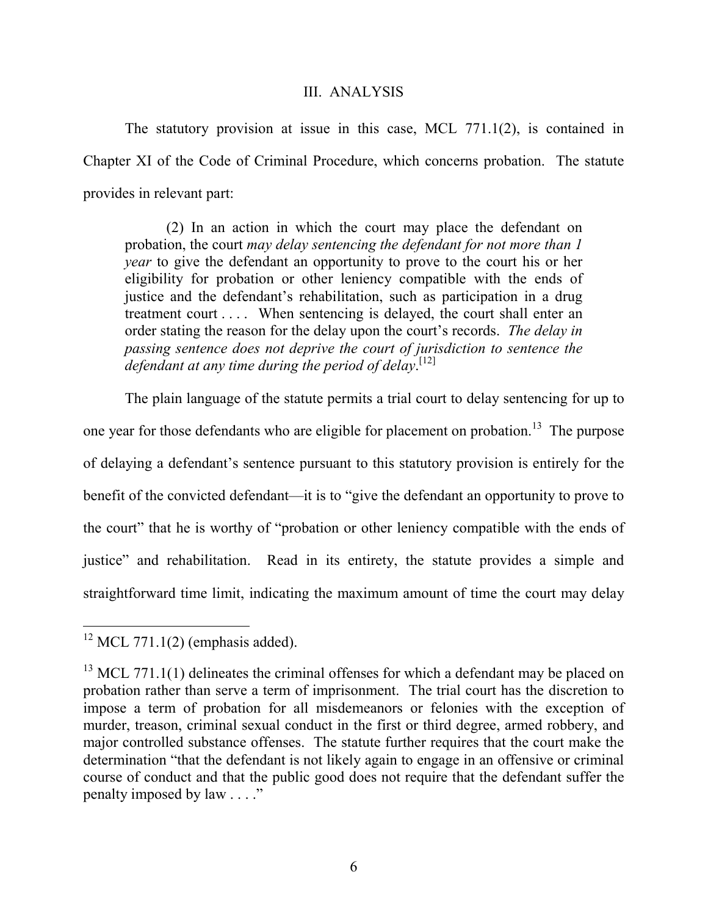### III. ANALYSIS

The statutory provision at issue in this case, MCL 771.1(2), is contained in Chapter XI of the Code of Criminal Procedure, which concerns probation. The statute provides in relevant part:

> (2) In an action in which the court may place the defendant on probation, the court *may delay sentencing the defendant for not more than 1 year* to give the defendant an opportunity to prove to the court his or her eligibility for probation or other leniency compatible with the ends of justice and the defendant's rehabilitation, such as participation in a drug treatment court . . . . When sentencing is delayed, the court shall enter an order stating the reason for the delay upon the court's records. *The delay in passing sentence does not deprive the court of jurisdiction to sentence the defendant at any time during the period of delay*.[12]

The plain language of the statute permits a trial court to delay sentencing for up to one year for those defendants who are eligible for placement on probation.[13] The purpose of delaying a defendant's sentence pursuant to this statutory provision is entirely for the benefit of the convicted defendant—it is to "give the defendant an opportunity to prove to the court" that he is worthy of "probation or other leniency compatible with the ends of justice" and rehabilitation. Read in its entirety, the statute provides a simple and straightforward time limit, indicating the maximum amount of time the court may delay

---

[12] MCL 771.1(2) (emphasis added).

[13] MCL 771.1(1) delineates the criminal offenses for which a defendant may be placed on probation rather than serve a term of imprisonment. The trial court has the discretion to impose a term of probation for all misdemeanors or felonies with the exception of murder, treason, criminal sexual conduct in the first or third degree, armed robbery, and major controlled substance offenses. The statute further requires that the court make the determination "that the defendant is not likely again to engage in an offensive or criminal course of conduct and that the public good does not require that the defendant suffer the penalty imposed by law . . . ."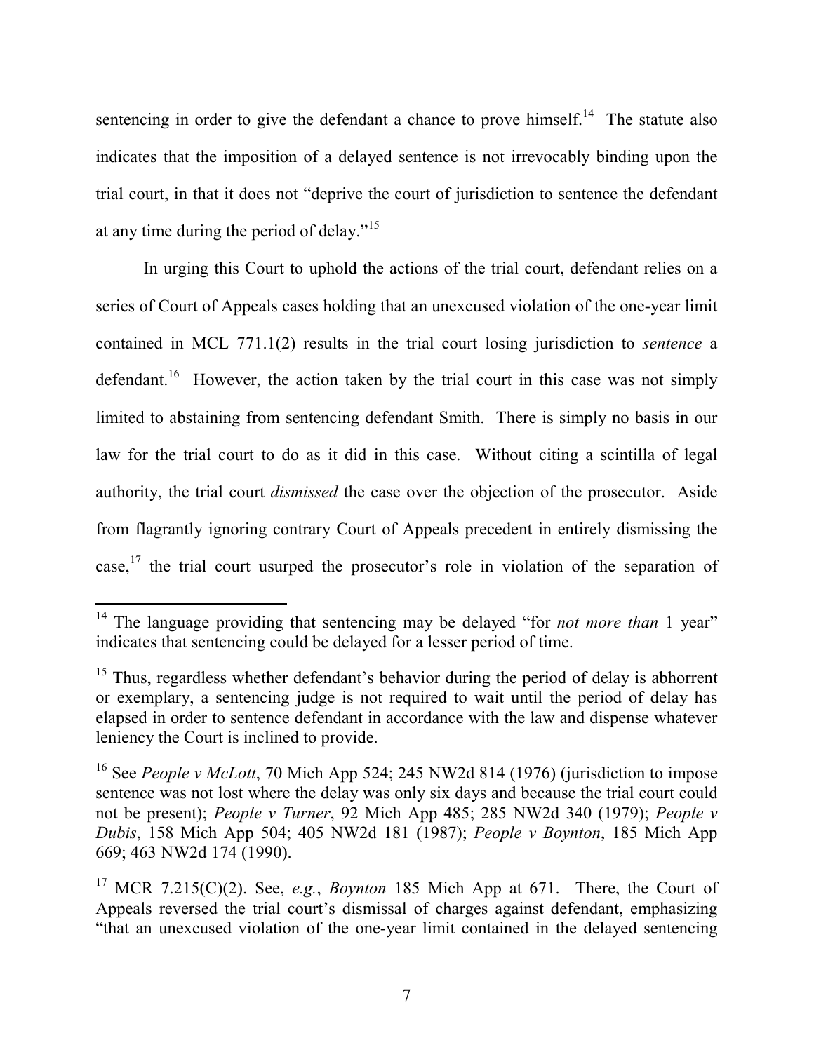sentencing in order to give the defendant a chance to prove himself.[14] The statute also indicates that the imposition of a delayed sentence is not irrevocably binding upon the trial court, in that it does not "deprive the court of jurisdiction to sentence the defendant at any time during the period of delay."[15]

In urging this Court to uphold the actions of the trial court, defendant relies on a series of Court of Appeals cases holding that an unexcused violation of the one-year limit contained in MCL 771.1(2) results in the trial court losing jurisdiction to *sentence* a defendant.[16] However, the action taken by the trial court in this case was not simply limited to abstaining from sentencing defendant Smith. There is simply no basis in our law for the trial court to do as it did in this case. Without citing a scintilla of legal authority, the trial court *dismissed* the case over the objection of the prosecutor. Aside from flagrantly ignoring contrary Court of Appeals precedent in entirely dismissing the case,[17] the trial court usurped the prosecutor's role in violation of the separation of

---

[14] The language providing that sentencing may be delayed "for *not more than* 1 year" indicates that sentencing could be delayed for a lesser period of time.

[15] Thus, regardless whether defendant's behavior during the period of delay is abhorrent or exemplary, a sentencing judge is not required to wait until the period of delay has elapsed in order to sentence defendant in accordance with the law and dispense whatever leniency the Court is inclined to provide.

[16] See *People v McLott*, 70 Mich App 524; 245 NW2d 814 (1976) (jurisdiction to impose sentence was not lost where the delay was only six days and because the trial court could not be present); *People v Turner*, 92 Mich App 485; 285 NW2d 340 (1979); *People v Dubis*, 158 Mich App 504; 405 NW2d 181 (1987); *People v Boynton*, 185 Mich App 669; 463 NW2d 174 (1990).

[17] MCR 7.215(C)(2). See, *e.g.*, *Boynton* 185 Mich App at 671. There, the Court of Appeals reversed the trial court's dismissal of charges against defendant, emphasizing "that an unexcused violation of the one-year limit contained in the delayed sentencing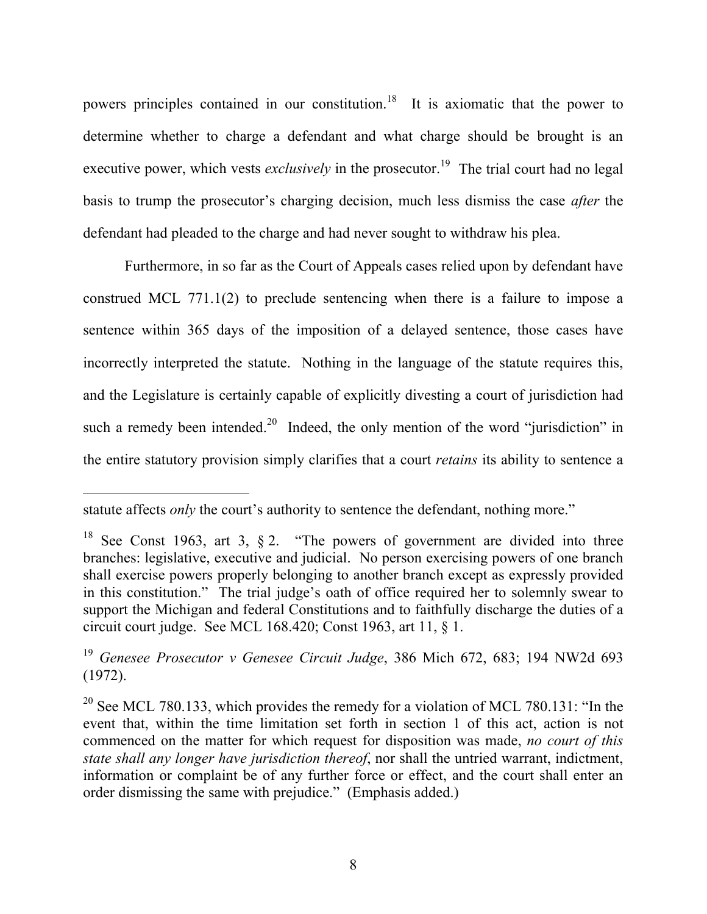powers principles contained in our constitution.[18] It is axiomatic that the power to determine whether to charge a defendant and what charge should be brought is an executive power, which vests *exclusively* in the prosecutor.[19] The trial court had no legal basis to trump the prosecutor's charging decision, much less dismiss the case *after* the defendant had pleaded to the charge and had never sought to withdraw his plea.

Furthermore, in so far as the Court of Appeals cases relied upon by defendant have construed MCL 771.1(2) to preclude sentencing when there is a failure to impose a sentence within 365 days of the imposition of a delayed sentence, those cases have incorrectly interpreted the statute. Nothing in the language of the statute requires this, and the Legislature is certainly capable of explicitly divesting a court of jurisdiction had such a remedy been intended.[20] Indeed, the only mention of the word "jurisdiction" in the entire statutory provision simply clarifies that a court *retains* its ability to sentence a

---

statute affects *only* the court's authority to sentence the defendant, nothing more."

[18] See Const 1963, art 3, § 2. "The powers of government are divided into three branches: legislative, executive and judicial. No person exercising powers of one branch shall exercise powers properly belonging to another branch except as expressly provided in this constitution." The trial judge's oath of office required her to solemnly swear to support the Michigan and federal Constitutions and to faithfully discharge the duties of a circuit court judge. See MCL 168.420; Const 1963, art 11, § 1.

[19] *Genesee Prosecutor v Genesee Circuit Judge*, 386 Mich 672, 683; 194 NW2d 693 (1972).

[20] See MCL 780.133, which provides the remedy for a violation of MCL 780.131: "In the event that, within the time limitation set forth in section 1 of this act, action is not commenced on the matter for which request for disposition was made, *no court of this state shall any longer have jurisdiction thereof*, nor shall the untried warrant, indictment, information or complaint be of any further force or effect, and the court shall enter an order dismissing the same with prejudice." (Emphasis added.)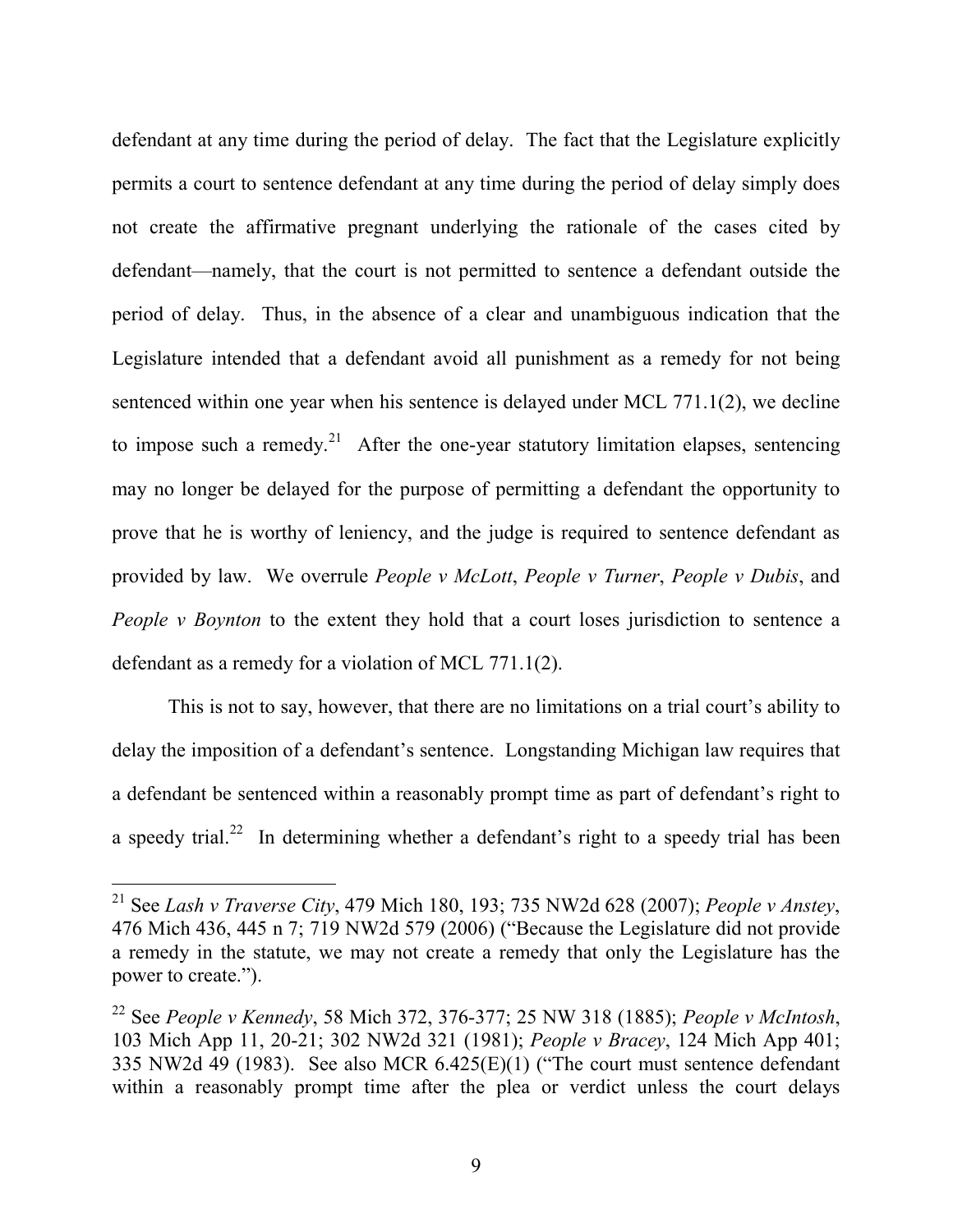defendant at any time during the period of delay. The fact that the Legislature explicitly permits a court to sentence defendant at any time during the period of delay simply does not create the affirmative pregnant underlying the rationale of the cases cited by defendant—namely, that the court is not permitted to sentence a defendant outside the period of delay. Thus, in the absence of a clear and unambiguous indication that the Legislature intended that a defendant avoid all punishment as a remedy for not being sentenced within one year when his sentence is delayed under MCL 771.1(2), we decline to impose such a remedy.[21] After the one-year statutory limitation elapses, sentencing may no longer be delayed for the purpose of permitting a defendant the opportunity to prove that he is worthy of leniency, and the judge is required to sentence defendant as provided by law. We overrule *People v McLott*, *People v Turner*, *People v Dubis*, and *People v Boynton* to the extent they hold that a court loses jurisdiction to sentence a defendant as a remedy for a violation of MCL 771.1(2).

This is not to say, however, that there are no limitations on a trial court's ability to delay the imposition of a defendant's sentence. Longstanding Michigan law requires that a defendant be sentenced within a reasonably prompt time as part of defendant's right to a speedy trial.[22] In determining whether a defendant's right to a speedy trial has been

---

[21] See *Lash v Traverse City*, 479 Mich 180, 193; 735 NW2d 628 (2007); *People v Anstey*, 476 Mich 436, 445 n 7; 719 NW2d 579 (2006) ("Because the Legislature did not provide a remedy in the statute, we may not create a remedy that only the Legislature has the power to create.").

[22] See *People v Kennedy*, 58 Mich 372, 376-377; 25 NW 318 (1885); *People v McIntosh*, 103 Mich App 11, 20-21; 302 NW2d 321 (1981); *People v Bracey*, 124 Mich App 401; 335 NW2d 49 (1983). See also MCR 6.425(E)(1) ("The court must sentence defendant within a reasonably prompt time after the plea or verdict unless the court delays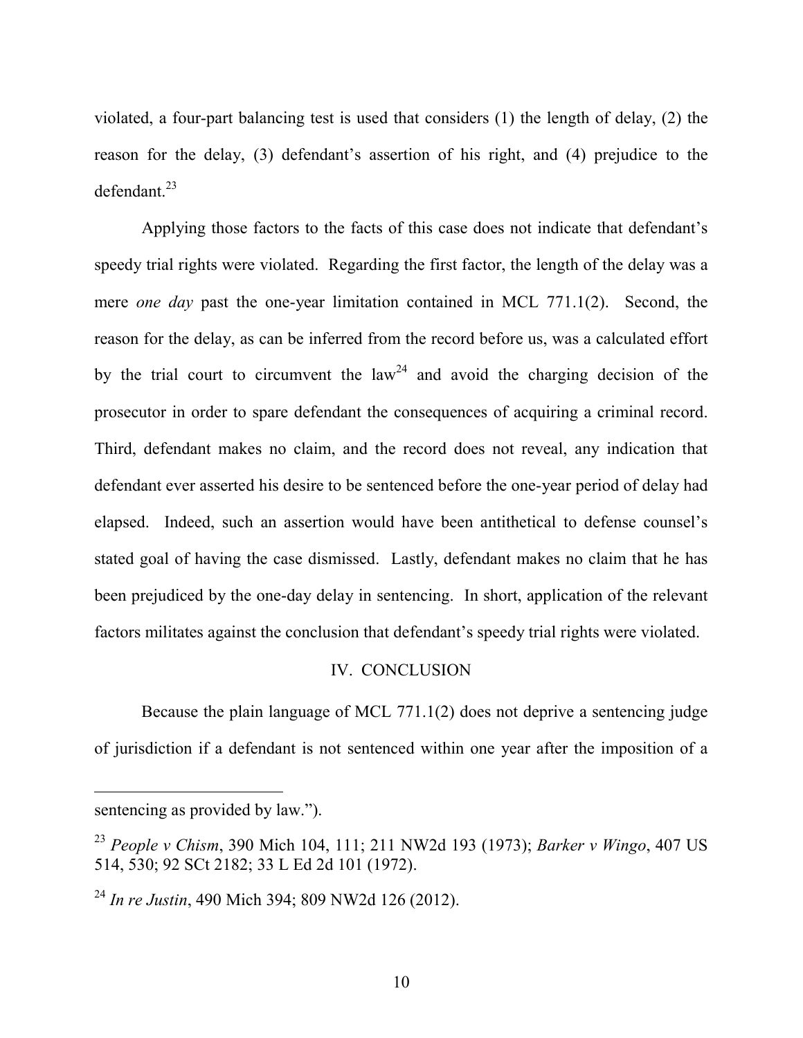violated, a four-part balancing test is used that considers (1) the length of delay, (2) the reason for the delay, (3) defendant's assertion of his right, and (4) prejudice to the defendant.[23]

Applying those factors to the facts of this case does not indicate that defendant's speedy trial rights were violated. Regarding the first factor, the length of the delay was a mere *one day* past the one-year limitation contained in MCL 771.1(2). Second, the reason for the delay, as can be inferred from the record before us, was a calculated effort by the trial court to circumvent the law[24] and avoid the charging decision of the prosecutor in order to spare defendant the consequences of acquiring a criminal record. Third, defendant makes no claim, and the record does not reveal, any indication that defendant ever asserted his desire to be sentenced before the one-year period of delay had elapsed. Indeed, such an assertion would have been antithetical to defense counsel's stated goal of having the case dismissed. Lastly, defendant makes no claim that he has been prejudiced by the one-day delay in sentencing. In short, application of the relevant factors militates against the conclusion that defendant's speedy trial rights were violated.

## IV. CONCLUSION

Because the plain language of MCL 771.1(2) does not deprive a sentencing judge of jurisdiction if a defendant is not sentenced within one year after the imposition of a

---

sentencing as provided by law.").

[23] *People v Chism*, 390 Mich 104, 111; 211 NW2d 193 (1973); *Barker v Wingo*, 407 US 514, 530; 92 SCt 2182; 33 L Ed 2d 101 (1972).

[24] *In re Justin*, 490 Mich 394; 809 NW2d 126 (2012).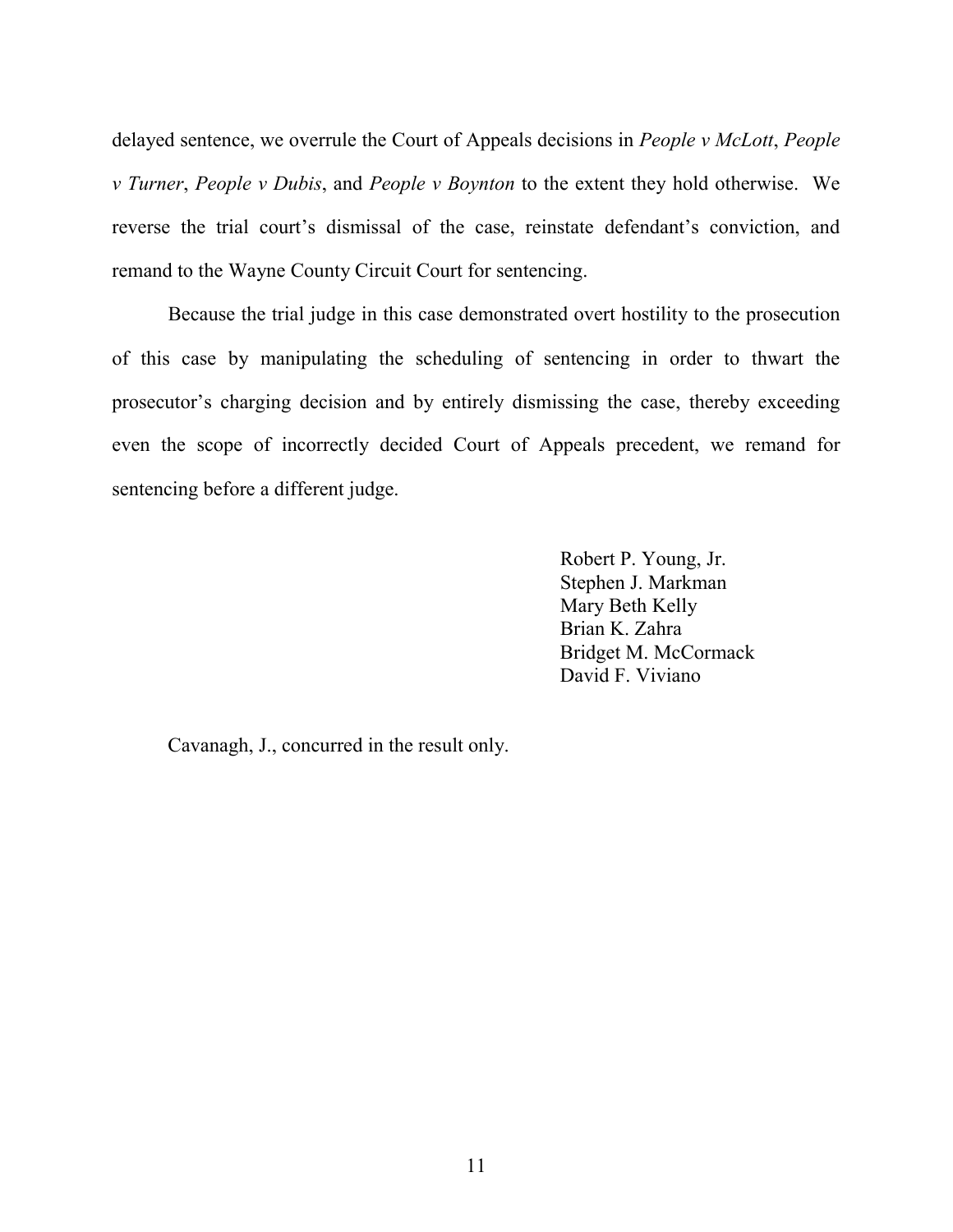delayed sentence, we overrule the Court of Appeals decisions in *People v McLott*, *People v Turner*, *People v Dubis*, and *People v Boynton* to the extent they hold otherwise. We reverse the trial court's dismissal of the case, reinstate defendant's conviction, and remand to the Wayne County Circuit Court for sentencing.

Because the trial judge in this case demonstrated overt hostility to the prosecution of this case by manipulating the scheduling of sentencing in order to thwart the prosecutor's charging decision and by entirely dismissing the case, thereby exceeding even the scope of incorrectly decided Court of Appeals precedent, we remand for sentencing before a different judge.

Robert P. Young, Jr.
Stephen J. Markman
Mary Beth Kelly
Brian K. Zahra
Bridget M. McCormack
David F. Viviano

Cavanagh, J., concurred in the result only.